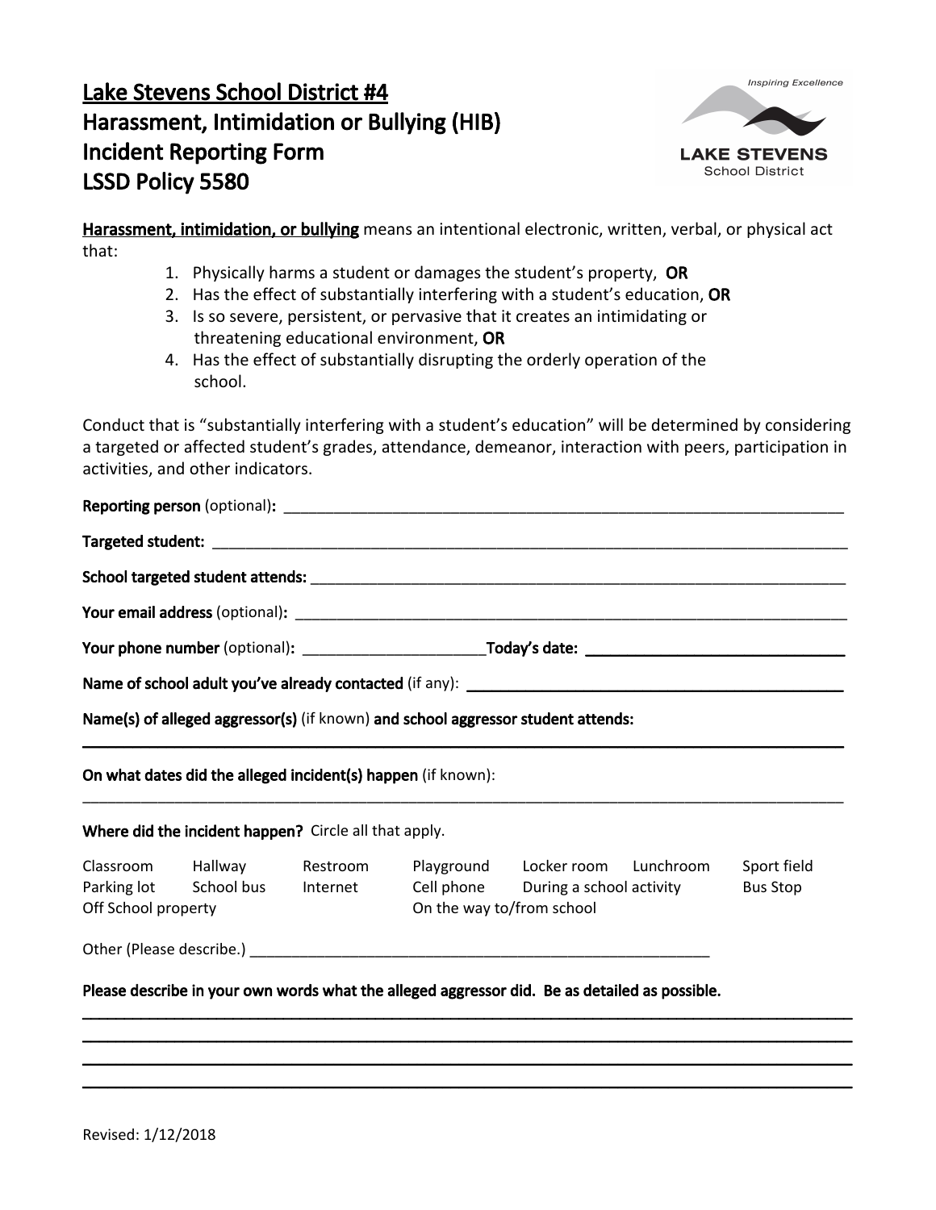# Lake Stevens School District #4
# Harassment, Intimidation or Bullying (HIB)
# Incident Reporting Form
# LSSD Policy 5580

Inspiring Excellence

LAKE STEVENS
School District

**Harassment, intimidation, or bullying** means an intentional electronic, written, verbal, or physical act that:

1. Physically harms a student or damages the student's property, **OR**
2. Has the effect of substantially interfering with a student's education, **OR**
3. Is so severe, persistent, or pervasive that it creates an intimidating or threatening educational environment, **OR**
4. Has the effect of substantially disrupting the orderly operation of the school.

Conduct that is "substantially interfering with a student's education" will be determined by considering a targeted or affected student's grades, attendance, demeanor, interaction with peers, participation in activities, and other indicators.

**Reporting person** (optional)**:** ______________________________________________

**Targeted student:** ______________________________________________

**School targeted student attends:** ______________________________________________

**Your email address** (optional)**:** ______________________________________________

**Your phone number** (optional)**:** ____________________ **Today's date:** ____________________

**Name of school adult you've already contacted** (if any): ______________________________

**Name(s) of alleged aggressor(s)** (if known) **and school aggressor student attends:**

______________________________________________

**On what dates did the alleged incident(s) happen** (if known):

______________________________________________

**Where did the incident happen?** Circle all that apply.

| | | | | | | |
|---|---|---|---|---|---|---|
| Classroom | Hallway | Restroom | Playground | Locker room | Lunchroom | Sport field |
| Parking lot | School bus | Internet | Cell phone | During a school activity | | Bus Stop |
| Off School property | | | On the way to/from school | | | |

Other (Please describe.) ______________________________________________

**Please describe in your own words what the alleged aggressor did. Be as detailed as possible.**

______________________________________________

______________________________________________

______________________________________________

______________________________________________

Revised: 1/12/2018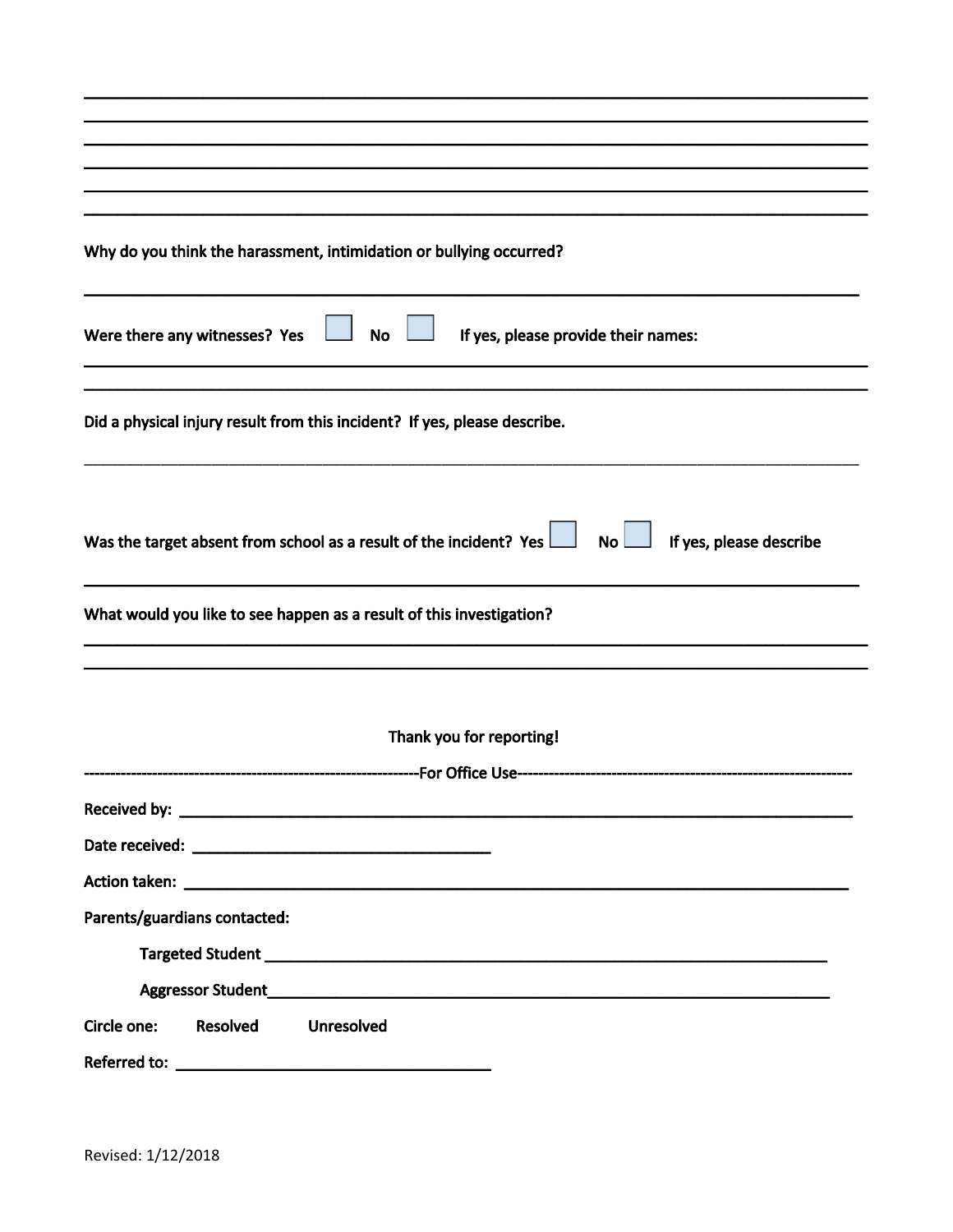______________________________________________________________________________

______________________________________________________________________________

______________________________________________________________________________

______________________________________________________________________________

______________________________________________________________________________

______________________________________________________________________________

**Why do you think the harassment, intimidation or bullying occurred?**

______________________________________________________________________________

**Were there any witnesses? Yes ☐ No ☐ If yes, please provide their names:**

______________________________________________________________________________

______________________________________________________________________________

**Did a physical injury result from this incident? If yes, please describe.**

______________________________________________________________________________

**Was the target absent from school as a result of the incident? Yes ☐ No ☐ If yes, please describe**

______________________________________________________________________________

**What would you like to see happen as a result of this investigation?**

______________________________________________________________________________

______________________________________________________________________________

Thank you for reporting!

---------------------------------------------------------------**For Office Use**---------------------------------------------------------------

**Received by:** ______________________________________________________________

**Date received:** ____________________________

**Action taken:** _____________________________________________________________

**Parents/guardians contacted:**

**Targeted Student** ________________________________________________________

**Aggressor Student**________________________________________________________

**Circle one: Resolved Unresolved**

**Referred to:** ______________________________

Revised: 1/12/2018